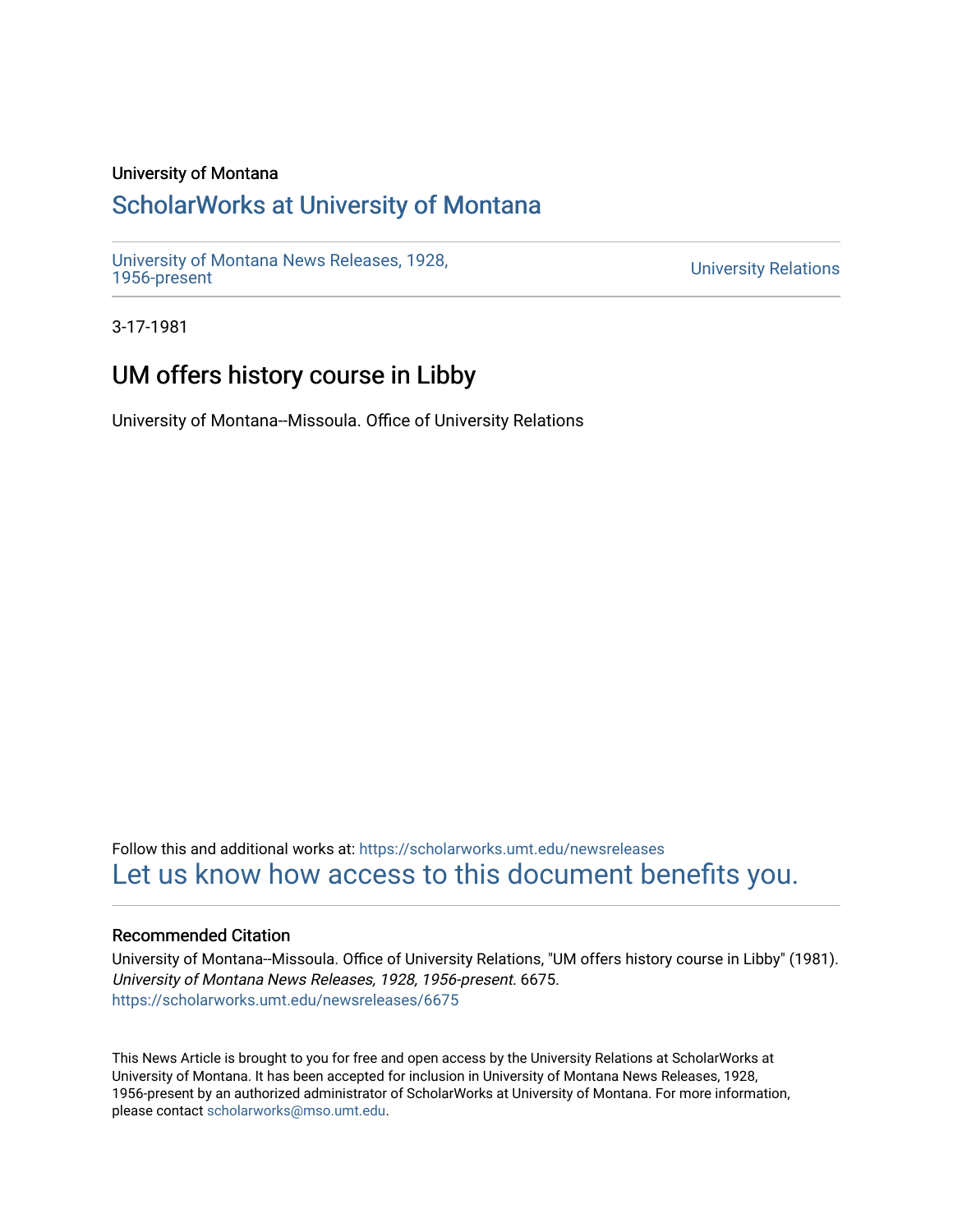University of Montana

# ScholarWorks at University of Montana

University of Montana News Releases, 1928, 1956-present

University Relations

3-17-1981

## UM offers history course in Libby

University of Montana--Missoula. Office of University Relations

Follow this and additional works at: https://scholarworks.umt.edu/newsreleases

Let us know how access to this document benefits you.

### Recommended Citation

University of Montana--Missoula. Office of University Relations, "UM offers history course in Libby" (1981). *University of Montana News Releases, 1928, 1956-present*. 6675.
https://scholarworks.umt.edu/newsreleases/6675

This News Article is brought to you for free and open access by the University Relations at ScholarWorks at University of Montana. It has been accepted for inclusion in University of Montana News Releases, 1928, 1956-present by an authorized administrator of ScholarWorks at University of Montana. For more information, please contact scholarworks@mso.umt.edu.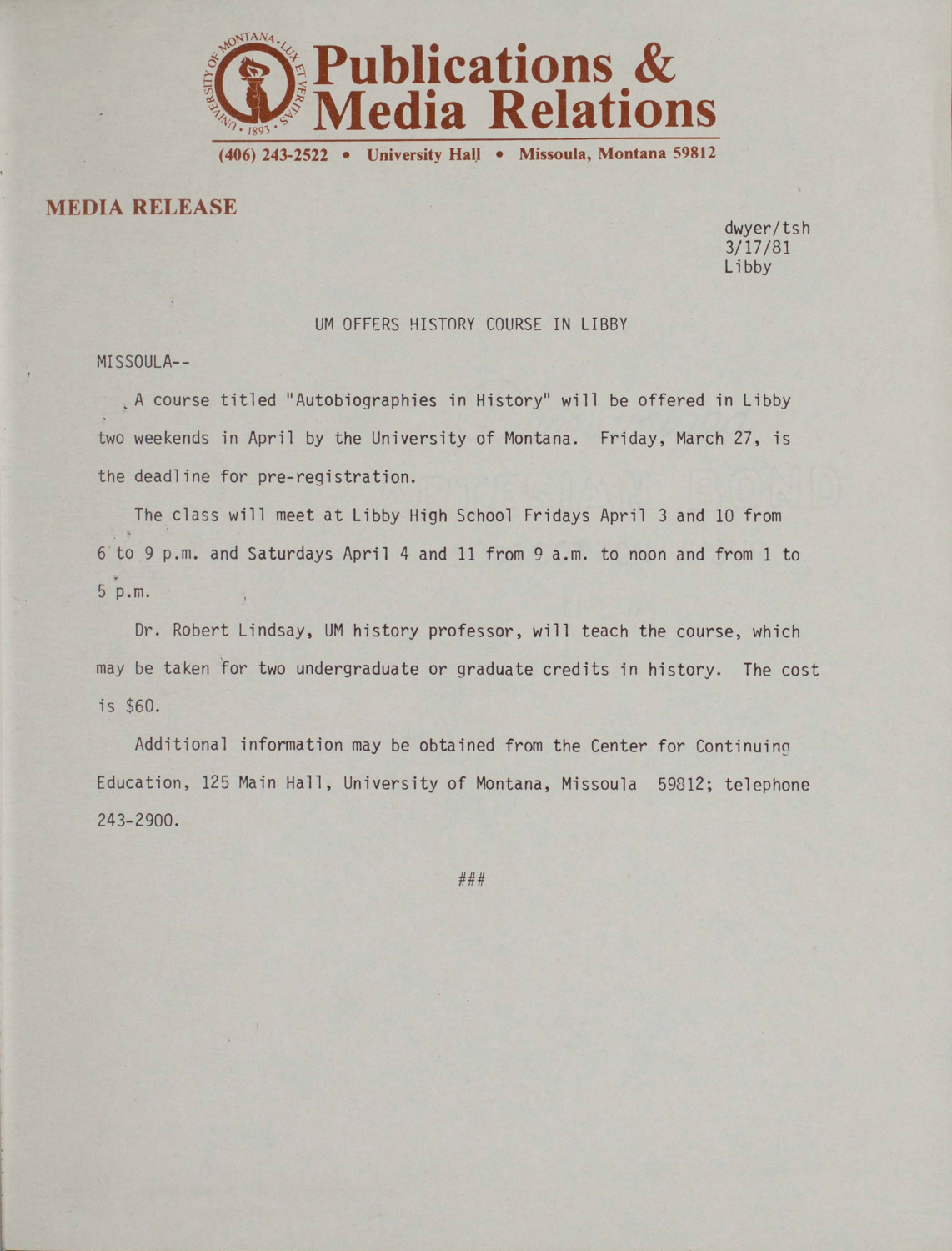# Publications & Media Relations

(406) 243-2522 • University Hall • Missoula, Montana 59812

## MEDIA RELEASE

dwyer/tsh
3/17/81
Libby

UM OFFERS HISTORY COURSE IN LIBBY

MISSOULA--

A course titled "Autobiographies in History" will be offered in Libby two weekends in April by the University of Montana. Friday, March 27, is the deadline for pre-registration.

The class will meet at Libby High School Fridays April 3 and 10 from 6 to 9 p.m. and Saturdays April 4 and 11 from 9 a.m. to noon and from 1 to 5 p.m.

Dr. Robert Lindsay, UM history professor, will teach the course, which may be taken for two undergraduate or graduate credits in history. The cost is $60.

Additional information may be obtained from the Center for Continuing Education, 125 Main Hall, University of Montana, Missoula 59812; telephone 243-2900.

###